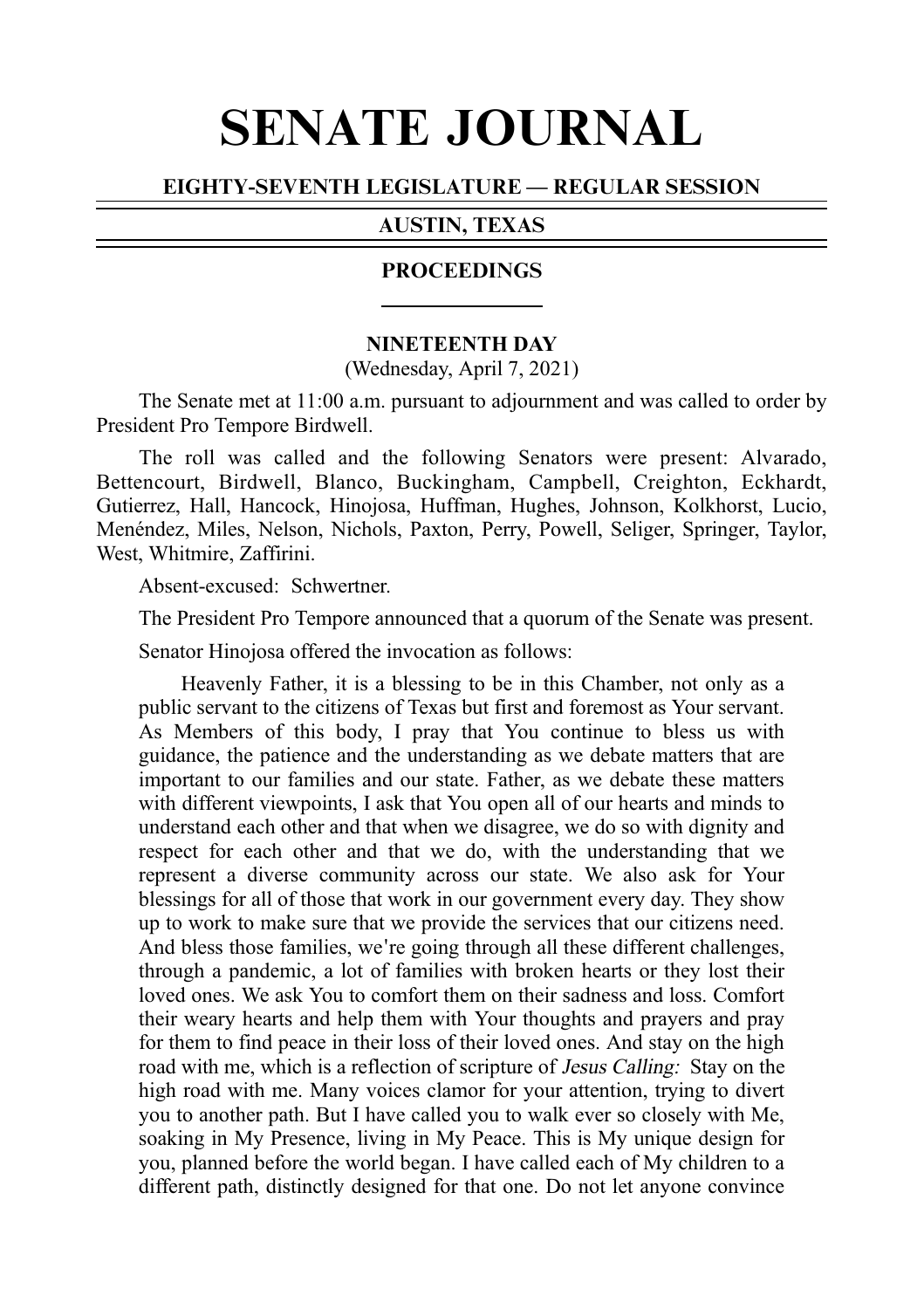# SENATE JOURNAL

**EIGHTY-SEVENTH LEGISLATURE — REGULAR SESSION**

**AUSTIN, TEXAS**

**PROCEEDINGS**

**NINETEENTH DAY**

(Wednesday, April 7, 2021)

The Senate met at 11:00 a.m. pursuant to adjournment and was called to order by President Pro Tempore Birdwell.

The roll was called and the following Senators were present: Alvarado, Bettencourt, Birdwell, Blanco, Buckingham, Campbell, Creighton, Eckhardt, Gutierrez, Hall, Hancock, Hinojosa, Huffman, Hughes, Johnson, Kolkhorst, Lucio, Menéndez, Miles, Nelson, Nichols, Paxton, Perry, Powell, Seliger, Springer, Taylor, West, Whitmire, Zaffirini.

Absent-excused: Schwertner.

The President Pro Tempore announced that a quorum of the Senate was present.

Senator Hinojosa offered the invocation as follows:

> Heavenly Father, it is a blessing to be in this Chamber, not only as a public servant to the citizens of Texas but first and foremost as Your servant. As Members of this body, I pray that You continue to bless us with guidance, the patience and the understanding as we debate matters that are important to our families and our state. Father, as we debate these matters with different viewpoints, I ask that You open all of our hearts and minds to understand each other and that when we disagree, we do so with dignity and respect for each other and that we do, with the understanding that we represent a diverse community across our state. We also ask for Your blessings for all of those that work in our government every day. They show up to work to make sure that we provide the services that our citizens need. And bless those families, we're going through all these different challenges, through a pandemic, a lot of families with broken hearts or they lost their loved ones. We ask You to comfort them on their sadness and loss. Comfort their weary hearts and help them with Your thoughts and prayers and pray for them to find peace in their loss of their loved ones. And stay on the high road with me, which is a reflection of scripture of *Jesus Calling:* Stay on the high road with me. Many voices clamor for your attention, trying to divert you to another path. But I have called you to walk ever so closely with Me, soaking in My Presence, living in My Peace. This is My unique design for you, planned before the world began. I have called each of My children to a different path, distinctly designed for that one. Do not let anyone convince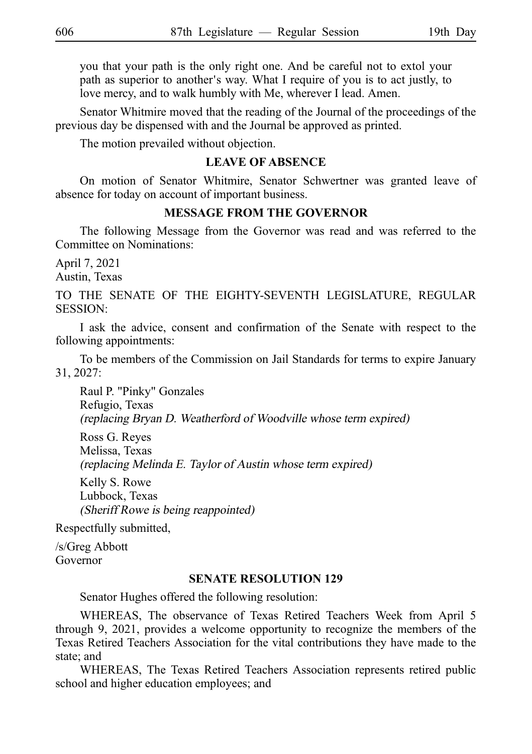you that your path is the only right one. And be careful not to extol your path as superior to another's way. What I require of you is to act justly, to love mercy, and to walk humbly with Me, wherever I lead. Amen.

Senator Whitmire moved that the reading of the Journal of the proceedings of the previous day be dispensed with and the Journal be approved as printed.

The motion prevailed without objection.

**LEAVE OF ABSENCE**

On motion of Senator Whitmire, Senator Schwertner was granted leave of absence for today on account of important business.

**MESSAGE FROM THE GOVERNOR**

The following Message from the Governor was read and was referred to the Committee on Nominations:

April 7, 2021
Austin, Texas

TO THE SENATE OF THE EIGHTY-SEVENTH LEGISLATURE, REGULAR SESSION:

I ask the advice, consent and confirmation of the Senate with respect to the following appointments:

To be members of the Commission on Jail Standards for terms to expire January 31, 2027:

Raul P. "Pinky" Gonzales
Refugio, Texas
*(replacing Bryan D. Weatherford of Woodville whose term expired)*

Ross G. Reyes
Melissa, Texas
*(replacing Melinda E. Taylor of Austin whose term expired)*

Kelly S. Rowe
Lubbock, Texas
*(Sheriff Rowe is being reappointed)*

Respectfully submitted,

/s/Greg Abbott
Governor

**SENATE RESOLUTION 129**

Senator Hughes offered the following resolution:

WHEREAS, The observance of Texas Retired Teachers Week from April 5 through 9, 2021, provides a welcome opportunity to recognize the members of the Texas Retired Teachers Association for the vital contributions they have made to the state; and

WHEREAS, The Texas Retired Teachers Association represents retired public school and higher education employees; and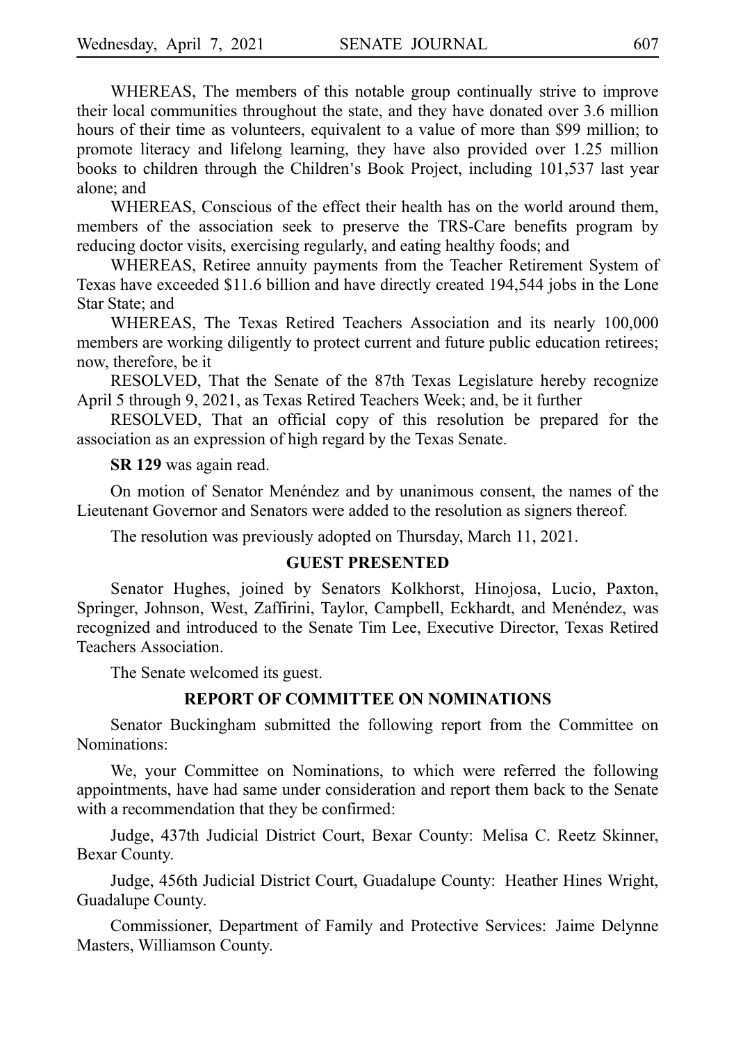WHEREAS, The members of this notable group continually strive to improve their local communities throughout the state, and they have donated over 3.6 million hours of their time as volunteers, equivalent to a value of more than $99 million; to promote literacy and lifelong learning, they have also provided over 1.25 million books to children through the Children's Book Project, including 101,537 last year alone; and

WHEREAS, Conscious of the effect their health has on the world around them, members of the association seek to preserve the TRS-Care benefits program by reducing doctor visits, exercising regularly, and eating healthy foods; and

WHEREAS, Retiree annuity payments from the Teacher Retirement System of Texas have exceeded $11.6 billion and have directly created 194,544 jobs in the Lone Star State; and

WHEREAS, The Texas Retired Teachers Association and its nearly 100,000 members are working diligently to protect current and future public education retirees; now, therefore, be it

RESOLVED, That the Senate of the 87th Texas Legislature hereby recognize April 5 through 9, 2021, as Texas Retired Teachers Week; and, be it further

RESOLVED, That an official copy of this resolution be prepared for the association as an expression of high regard by the Texas Senate.

**SR 129** was again read.

On motion of Senator Menéndez and by unanimous consent, the names of the Lieutenant Governor and Senators were added to the resolution as signers thereof.

The resolution was previously adopted on Thursday, March 11, 2021.

## GUEST PRESENTED

Senator Hughes, joined by Senators Kolkhorst, Hinojosa, Lucio, Paxton, Springer, Johnson, West, Zaffirini, Taylor, Campbell, Eckhardt, and Menéndez, was recognized and introduced to the Senate Tim Lee, Executive Director, Texas Retired Teachers Association.

The Senate welcomed its guest.

## REPORT OF COMMITTEE ON NOMINATIONS

Senator Buckingham submitted the following report from the Committee on Nominations:

We, your Committee on Nominations, to which were referred the following appointments, have had same under consideration and report them back to the Senate with a recommendation that they be confirmed:

Judge, 437th Judicial District Court, Bexar County: Melisa C. Reetz Skinner, Bexar County.

Judge, 456th Judicial District Court, Guadalupe County: Heather Hines Wright, Guadalupe County.

Commissioner, Department of Family and Protective Services: Jaime Delynne Masters, Williamson County.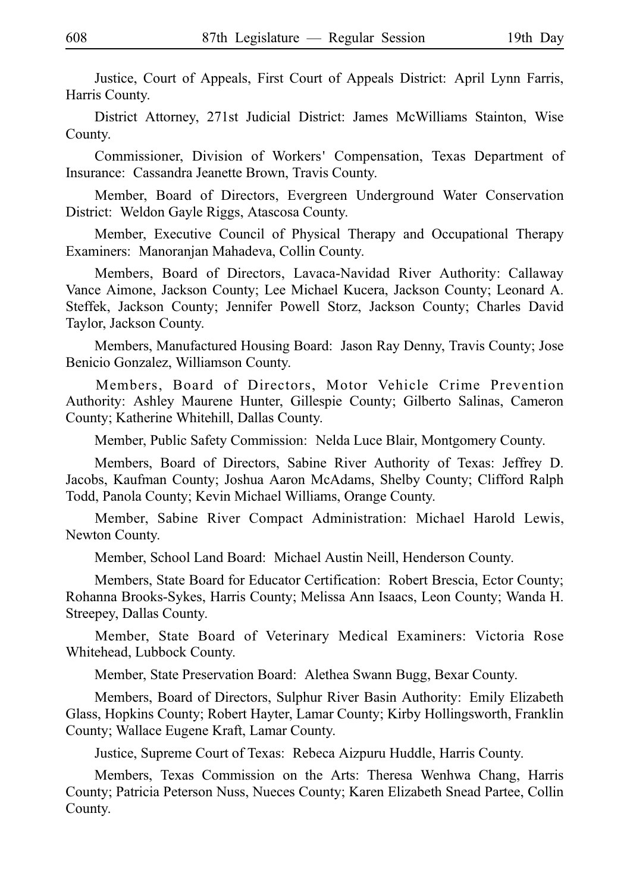Justice, Court of Appeals, First Court of Appeals District: April Lynn Farris, Harris County.

District Attorney, 271st Judicial District: James McWilliams Stainton, Wise County.

Commissioner, Division of Workers' Compensation, Texas Department of Insurance: Cassandra Jeanette Brown, Travis County.

Member, Board of Directors, Evergreen Underground Water Conservation District: Weldon Gayle Riggs, Atascosa County.

Member, Executive Council of Physical Therapy and Occupational Therapy Examiners: Manoranjan Mahadeva, Collin County.

Members, Board of Directors, Lavaca-Navidad River Authority: Callaway Vance Aimone, Jackson County; Lee Michael Kucera, Jackson County; Leonard A. Steffek, Jackson County; Jennifer Powell Storz, Jackson County; Charles David Taylor, Jackson County.

Members, Manufactured Housing Board: Jason Ray Denny, Travis County; Jose Benicio Gonzalez, Williamson County.

Members, Board of Directors, Motor Vehicle Crime Prevention Authority: Ashley Maurene Hunter, Gillespie County; Gilberto Salinas, Cameron County; Katherine Whitehill, Dallas County.

Member, Public Safety Commission: Nelda Luce Blair, Montgomery County.

Members, Board of Directors, Sabine River Authority of Texas: Jeffrey D. Jacobs, Kaufman County; Joshua Aaron McAdams, Shelby County; Clifford Ralph Todd, Panola County; Kevin Michael Williams, Orange County.

Member, Sabine River Compact Administration: Michael Harold Lewis, Newton County.

Member, School Land Board: Michael Austin Neill, Henderson County.

Members, State Board for Educator Certification: Robert Brescia, Ector County; Rohanna Brooks-Sykes, Harris County; Melissa Ann Isaacs, Leon County; Wanda H. Streepey, Dallas County.

Member, State Board of Veterinary Medical Examiners: Victoria Rose Whitehead, Lubbock County.

Member, State Preservation Board: Alethea Swann Bugg, Bexar County.

Members, Board of Directors, Sulphur River Basin Authority: Emily Elizabeth Glass, Hopkins County; Robert Hayter, Lamar County; Kirby Hollingsworth, Franklin County; Wallace Eugene Kraft, Lamar County.

Justice, Supreme Court of Texas: Rebeca Aizpuru Huddle, Harris County.

Members, Texas Commission on the Arts: Theresa Wenhwa Chang, Harris County; Patricia Peterson Nuss, Nueces County; Karen Elizabeth Snead Partee, Collin County.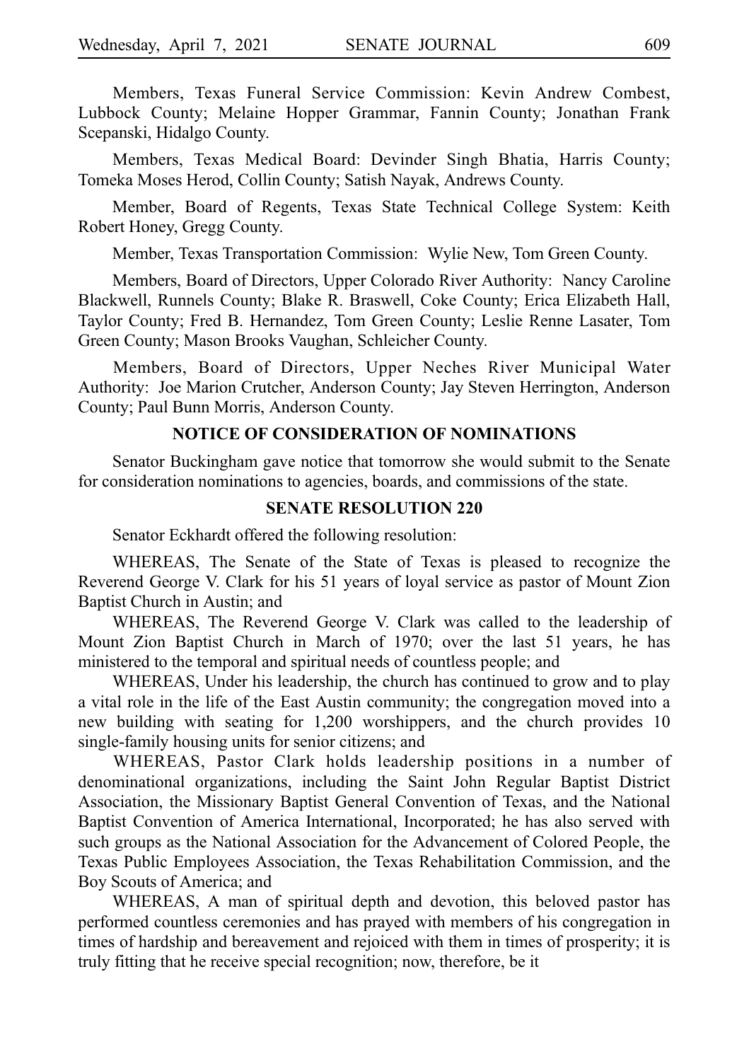Members, Texas Funeral Service Commission: Kevin Andrew Combest, Lubbock County; Melaine Hopper Grammar, Fannin County; Jonathan Frank Scepanski, Hidalgo County.

Members, Texas Medical Board: Devinder Singh Bhatia, Harris County; Tomeka Moses Herod, Collin County; Satish Nayak, Andrews County.

Member, Board of Regents, Texas State Technical College System: Keith Robert Honey, Gregg County.

Member, Texas Transportation Commission: Wylie New, Tom Green County.

Members, Board of Directors, Upper Colorado River Authority: Nancy Caroline Blackwell, Runnels County; Blake R. Braswell, Coke County; Erica Elizabeth Hall, Taylor County; Fred B. Hernandez, Tom Green County; Leslie Renne Lasater, Tom Green County; Mason Brooks Vaughan, Schleicher County.

Members, Board of Directors, Upper Neches River Municipal Water Authority: Joe Marion Crutcher, Anderson County; Jay Steven Herrington, Anderson County; Paul Bunn Morris, Anderson County.

## NOTICE OF CONSIDERATION OF NOMINATIONS

Senator Buckingham gave notice that tomorrow she would submit to the Senate for consideration nominations to agencies, boards, and commissions of the state.

## SENATE RESOLUTION 220

Senator Eckhardt offered the following resolution:

WHEREAS, The Senate of the State of Texas is pleased to recognize the Reverend George V. Clark for his 51 years of loyal service as pastor of Mount Zion Baptist Church in Austin; and

WHEREAS, The Reverend George V. Clark was called to the leadership of Mount Zion Baptist Church in March of 1970; over the last 51 years, he has ministered to the temporal and spiritual needs of countless people; and

WHEREAS, Under his leadership, the church has continued to grow and to play a vital role in the life of the East Austin community; the congregation moved into a new building with seating for 1,200 worshippers, and the church provides 10 single-family housing units for senior citizens; and

WHEREAS, Pastor Clark holds leadership positions in a number of denominational organizations, including the Saint John Regular Baptist District Association, the Missionary Baptist General Convention of Texas, and the National Baptist Convention of America International, Incorporated; he has also served with such groups as the National Association for the Advancement of Colored People, the Texas Public Employees Association, the Texas Rehabilitation Commission, and the Boy Scouts of America; and

WHEREAS, A man of spiritual depth and devotion, this beloved pastor has performed countless ceremonies and has prayed with members of his congregation in times of hardship and bereavement and rejoiced with them in times of prosperity; it is truly fitting that he receive special recognition; now, therefore, be it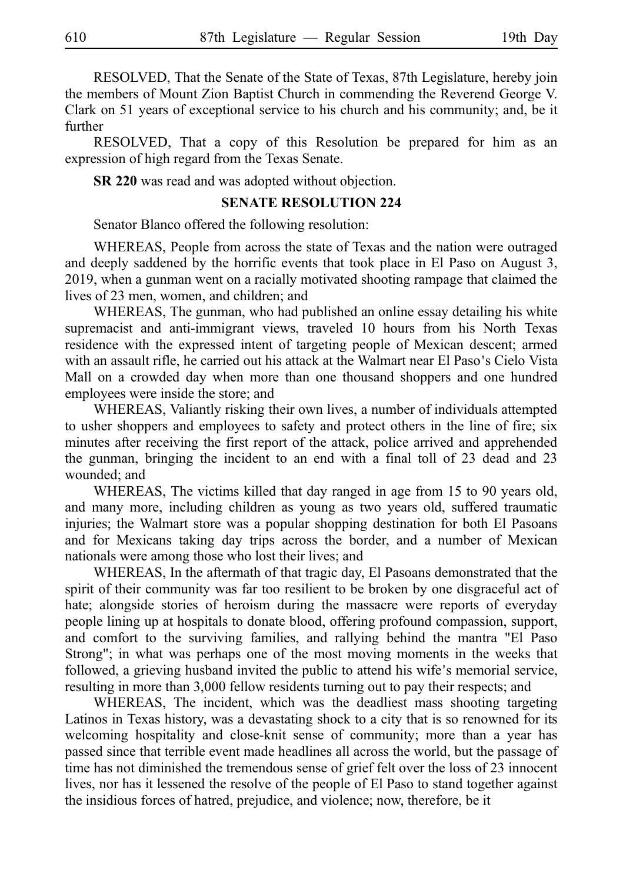RESOLVED, That the Senate of the State of Texas, 87th Legislature, hereby join the members of Mount Zion Baptist Church in commending the Reverend George V. Clark on 51 years of exceptional service to his church and his community; and, be it further

RESOLVED, That a copy of this Resolution be prepared for him as an expression of high regard from the Texas Senate.

**SR 220** was read and was adopted without objection.

## SENATE RESOLUTION 224

Senator Blanco offered the following resolution:

WHEREAS, People from across the state of Texas and the nation were outraged and deeply saddened by the horrific events that took place in El Paso on August 3, 2019, when a gunman went on a racially motivated shooting rampage that claimed the lives of 23 men, women, and children; and

WHEREAS, The gunman, who had published an online essay detailing his white supremacist and anti-immigrant views, traveled 10 hours from his North Texas residence with the expressed intent of targeting people of Mexican descent; armed with an assault rifle, he carried out his attack at the Walmart near El Paso's Cielo Vista Mall on a crowded day when more than one thousand shoppers and one hundred employees were inside the store; and

WHEREAS, Valiantly risking their own lives, a number of individuals attempted to usher shoppers and employees to safety and protect others in the line of fire; six minutes after receiving the first report of the attack, police arrived and apprehended the gunman, bringing the incident to an end with a final toll of 23 dead and 23 wounded; and

WHEREAS, The victims killed that day ranged in age from 15 to 90 years old, and many more, including children as young as two years old, suffered traumatic injuries; the Walmart store was a popular shopping destination for both El Pasoans and for Mexicans taking day trips across the border, and a number of Mexican nationals were among those who lost their lives; and

WHEREAS, In the aftermath of that tragic day, El Pasoans demonstrated that the spirit of their community was far too resilient to be broken by one disgraceful act of hate; alongside stories of heroism during the massacre were reports of everyday people lining up at hospitals to donate blood, offering profound compassion, support, and comfort to the surviving families, and rallying behind the mantra "El Paso Strong"; in what was perhaps one of the most moving moments in the weeks that followed, a grieving husband invited the public to attend his wife's memorial service, resulting in more than 3,000 fellow residents turning out to pay their respects; and

WHEREAS, The incident, which was the deadliest mass shooting targeting Latinos in Texas history, was a devastating shock to a city that is so renowned for its welcoming hospitality and close-knit sense of community; more than a year has passed since that terrible event made headlines all across the world, but the passage of time has not diminished the tremendous sense of grief felt over the loss of 23 innocent lives, nor has it lessened the resolve of the people of El Paso to stand together against the insidious forces of hatred, prejudice, and violence; now, therefore, be it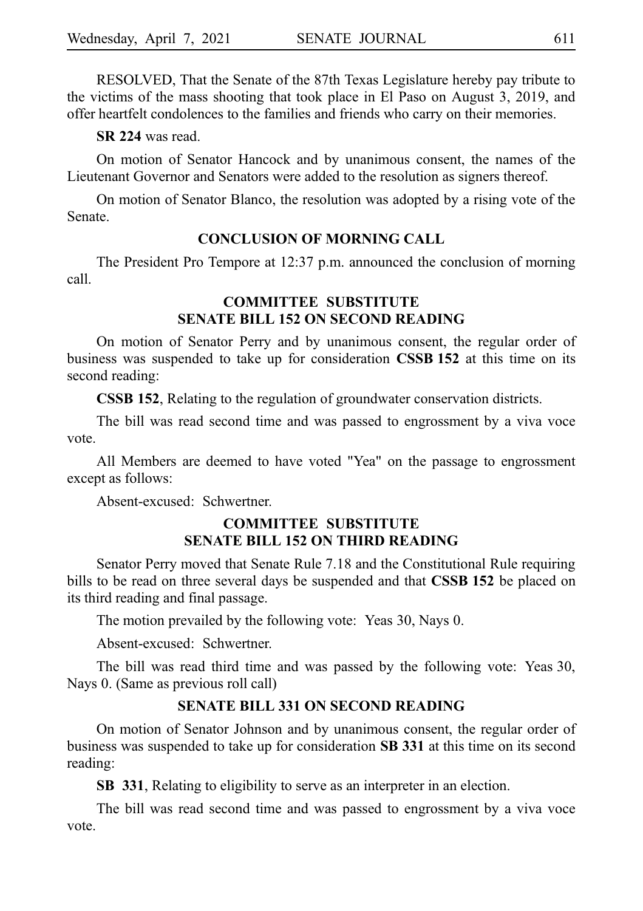RESOLVED, That the Senate of the 87th Texas Legislature hereby pay tribute to the victims of the mass shooting that took place in El Paso on August 3, 2019, and offer heartfelt condolences to the families and friends who carry on their memories.

**SR 224** was read.

On motion of Senator Hancock and by unanimous consent, the names of the Lieutenant Governor and Senators were added to the resolution as signers thereof.

On motion of Senator Blanco, the resolution was adopted by a rising vote of the Senate.

## CONCLUSION OF MORNING CALL

The President Pro Tempore at 12:37 p.m. announced the conclusion of morning call.

## COMMITTEE SUBSTITUTE SENATE BILL 152 ON SECOND READING

On motion of Senator Perry and by unanimous consent, the regular order of business was suspended to take up for consideration **CSSB 152** at this time on its second reading:

**CSSB 152**, Relating to the regulation of groundwater conservation districts.

The bill was read second time and was passed to engrossment by a viva voce vote.

All Members are deemed to have voted "Yea" on the passage to engrossment except as follows:

Absent-excused: Schwertner.

## COMMITTEE SUBSTITUTE SENATE BILL 152 ON THIRD READING

Senator Perry moved that Senate Rule 7.18 and the Constitutional Rule requiring bills to be read on three several days be suspended and that **CSSB 152** be placed on its third reading and final passage.

The motion prevailed by the following vote: Yeas 30, Nays 0.

Absent-excused: Schwertner.

The bill was read third time and was passed by the following vote: Yeas 30, Nays 0. (Same as previous roll call)

## SENATE BILL 331 ON SECOND READING

On motion of Senator Johnson and by unanimous consent, the regular order of business was suspended to take up for consideration **SB 331** at this time on its second reading:

**SB 331**, Relating to eligibility to serve as an interpreter in an election.

The bill was read second time and was passed to engrossment by a viva voce vote.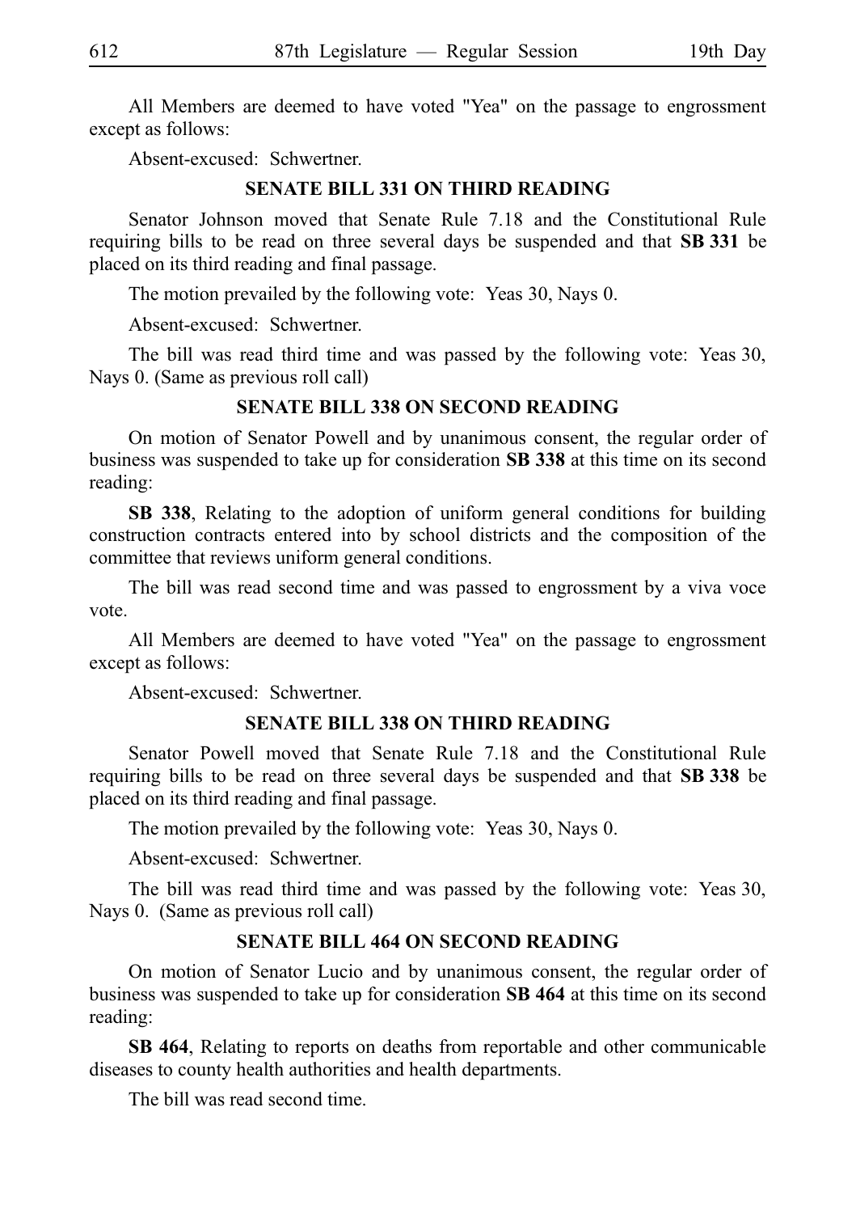All Members are deemed to have voted "Yea" on the passage to engrossment except as follows:

Absent-excused: Schwertner.

### SENATE BILL 331 ON THIRD READING

Senator Johnson moved that Senate Rule 7.18 and the Constitutional Rule requiring bills to be read on three several days be suspended and that **SB 331** be placed on its third reading and final passage.

The motion prevailed by the following vote: Yeas 30, Nays 0.

Absent-excused: Schwertner.

The bill was read third time and was passed by the following vote: Yeas 30, Nays 0. (Same as previous roll call)

### SENATE BILL 338 ON SECOND READING

On motion of Senator Powell and by unanimous consent, the regular order of business was suspended to take up for consideration **SB 338** at this time on its second reading:

**SB 338**, Relating to the adoption of uniform general conditions for building construction contracts entered into by school districts and the composition of the committee that reviews uniform general conditions.

The bill was read second time and was passed to engrossment by a viva voce vote.

All Members are deemed to have voted "Yea" on the passage to engrossment except as follows:

Absent-excused: Schwertner.

### SENATE BILL 338 ON THIRD READING

Senator Powell moved that Senate Rule 7.18 and the Constitutional Rule requiring bills to be read on three several days be suspended and that **SB 338** be placed on its third reading and final passage.

The motion prevailed by the following vote: Yeas 30, Nays 0.

Absent-excused: Schwertner.

The bill was read third time and was passed by the following vote: Yeas 30, Nays 0. (Same as previous roll call)

### SENATE BILL 464 ON SECOND READING

On motion of Senator Lucio and by unanimous consent, the regular order of business was suspended to take up for consideration **SB 464** at this time on its second reading:

**SB 464**, Relating to reports on deaths from reportable and other communicable diseases to county health authorities and health departments.

The bill was read second time.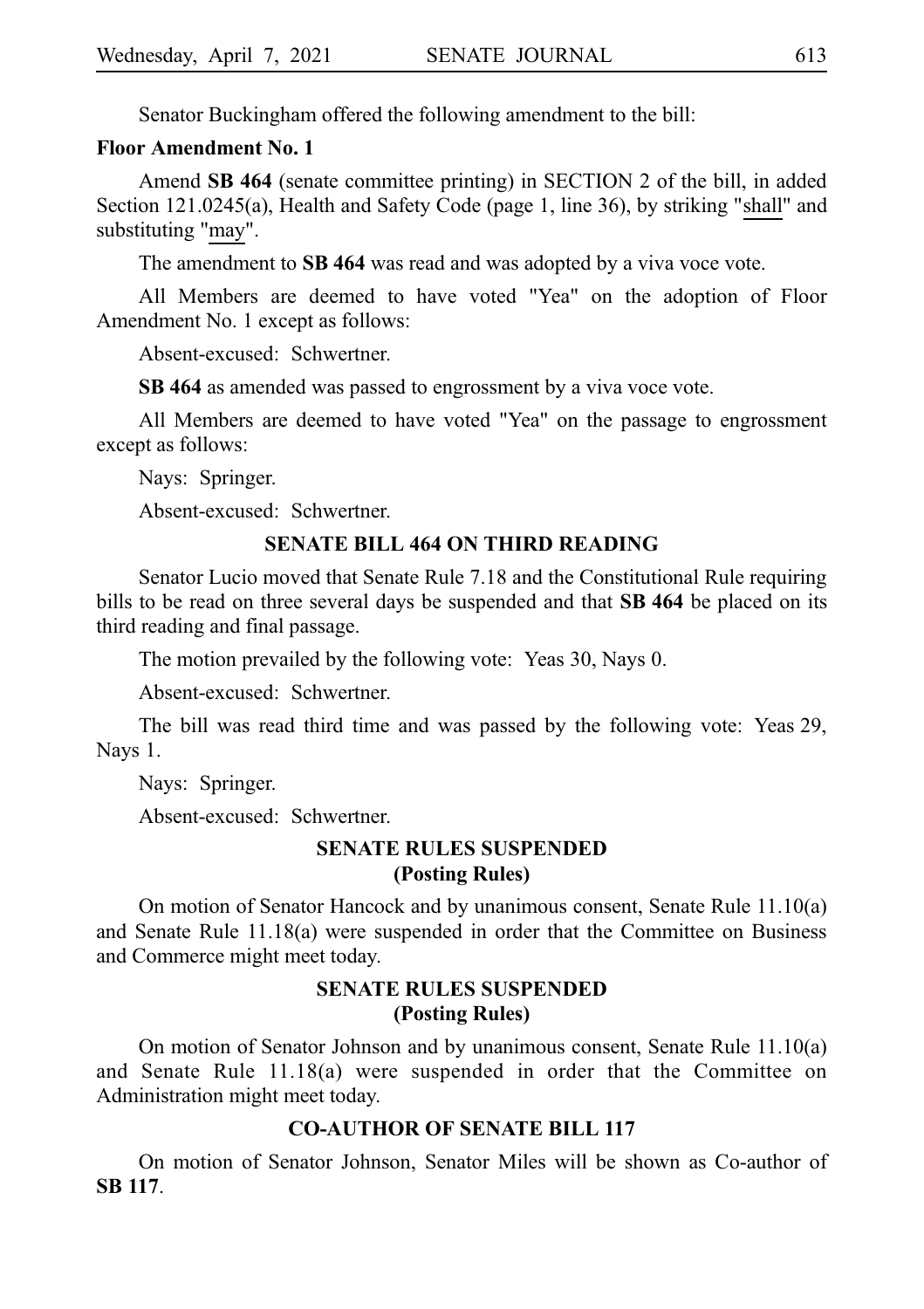Senator Buckingham offered the following amendment to the bill:

**Floor Amendment No. 1**

Amend **SB 464** (senate committee printing) in SECTION 2 of the bill, in added Section 121.0245(a), Health and Safety Code (page 1, line 36), by striking "shall" and substituting "may".

The amendment to **SB 464** was read and was adopted by a viva voce vote.

All Members are deemed to have voted "Yea" on the adoption of Floor Amendment No. 1 except as follows:

Absent-excused: Schwertner.

**SB 464** as amended was passed to engrossment by a viva voce vote.

All Members are deemed to have voted "Yea" on the passage to engrossment except as follows:

Nays: Springer.

Absent-excused: Schwertner.

### SENATE BILL 464 ON THIRD READING

Senator Lucio moved that Senate Rule 7.18 and the Constitutional Rule requiring bills to be read on three several days be suspended and that **SB 464** be placed on its third reading and final passage.

The motion prevailed by the following vote: Yeas 30, Nays 0.

Absent-excused: Schwertner.

The bill was read third time and was passed by the following vote: Yeas 29, Nays 1.

Nays: Springer.

Absent-excused: Schwertner.

### SENATE RULES SUSPENDED (Posting Rules)

On motion of Senator Hancock and by unanimous consent, Senate Rule 11.10(a) and Senate Rule 11.18(a) were suspended in order that the Committee on Business and Commerce might meet today.

### SENATE RULES SUSPENDED (Posting Rules)

On motion of Senator Johnson and by unanimous consent, Senate Rule 11.10(a) and Senate Rule 11.18(a) were suspended in order that the Committee on Administration might meet today.

### CO-AUTHOR OF SENATE BILL 117

On motion of Senator Johnson, Senator Miles will be shown as Co-author of **SB 117**.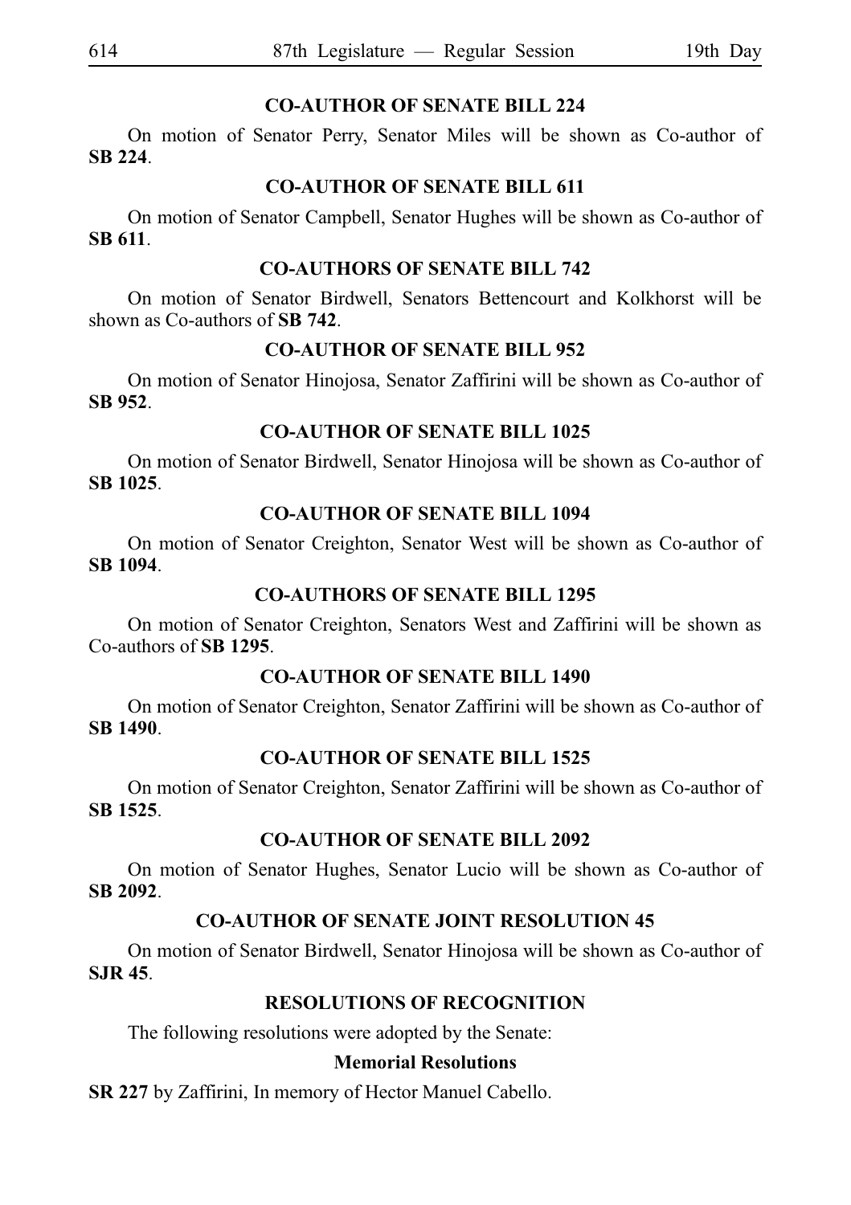## CO-AUTHOR OF SENATE BILL 224

On motion of Senator Perry, Senator Miles will be shown as Co-author of **SB 224**.

## CO-AUTHOR OF SENATE BILL 611

On motion of Senator Campbell, Senator Hughes will be shown as Co-author of **SB 611**.

## CO-AUTHORS OF SENATE BILL 742

On motion of Senator Birdwell, Senators Bettencourt and Kolkhorst will be shown as Co-authors of **SB 742**.

## CO-AUTHOR OF SENATE BILL 952

On motion of Senator Hinojosa, Senator Zaffirini will be shown as Co-author of **SB 952**.

## CO-AUTHOR OF SENATE BILL 1025

On motion of Senator Birdwell, Senator Hinojosa will be shown as Co-author of **SB 1025**.

## CO-AUTHOR OF SENATE BILL 1094

On motion of Senator Creighton, Senator West will be shown as Co-author of **SB 1094**.

## CO-AUTHORS OF SENATE BILL 1295

On motion of Senator Creighton, Senators West and Zaffirini will be shown as Co-authors of **SB 1295**.

## CO-AUTHOR OF SENATE BILL 1490

On motion of Senator Creighton, Senator Zaffirini will be shown as Co-author of **SB 1490**.

## CO-AUTHOR OF SENATE BILL 1525

On motion of Senator Creighton, Senator Zaffirini will be shown as Co-author of **SB 1525**.

## CO-AUTHOR OF SENATE BILL 2092

On motion of Senator Hughes, Senator Lucio will be shown as Co-author of **SB 2092**.

## CO-AUTHOR OF SENATE JOINT RESOLUTION 45

On motion of Senator Birdwell, Senator Hinojosa will be shown as Co-author of **SJR 45**.

## RESOLUTIONS OF RECOGNITION

The following resolutions were adopted by the Senate:

### Memorial Resolutions

**SR 227** by Zaffirini, In memory of Hector Manuel Cabello.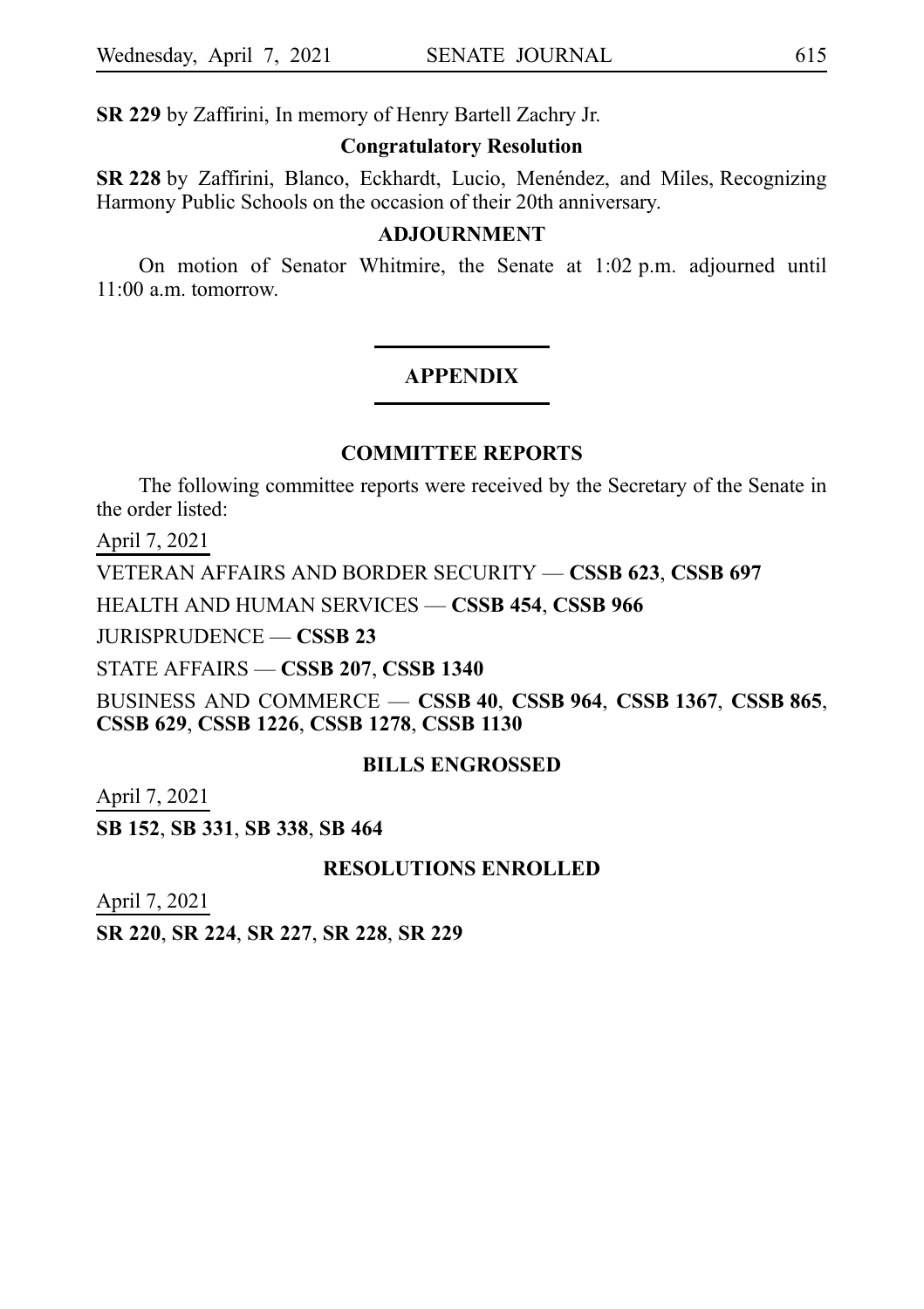**SR 229** by Zaffirini, In memory of Henry Bartell Zachry Jr.

### Congratulatory Resolution

**SR 228** by Zaffirini, Blanco, Eckhardt, Lucio, Menéndez, and Miles, Recognizing Harmony Public Schools on the occasion of their 20th anniversary.

### ADJOURNMENT

On motion of Senator Whitmire, the Senate at 1:02 p.m. adjourned until 11:00 a.m. tomorrow.

## APPENDIX

### COMMITTEE REPORTS

The following committee reports were received by the Secretary of the Senate in the order listed:

April 7, 2021

VETERAN AFFAIRS AND BORDER SECURITY — **CSSB 623**, **CSSB 697**

HEALTH AND HUMAN SERVICES — **CSSB 454**, **CSSB 966**

JURISPRUDENCE — **CSSB 23**

STATE AFFAIRS — **CSSB 207**, **CSSB 1340**

BUSINESS AND COMMERCE — **CSSB 40**, **CSSB 964**, **CSSB 1367**, **CSSB 865**, **CSSB 629**, **CSSB 1226**, **CSSB 1278**, **CSSB 1130**

### BILLS ENGROSSED

April 7, 2021

**SB 152**, **SB 331**, **SB 338**, **SB 464**

### RESOLUTIONS ENROLLED

April 7, 2021

**SR 220**, **SR 224**, **SR 227**, **SR 228**, **SR 229**